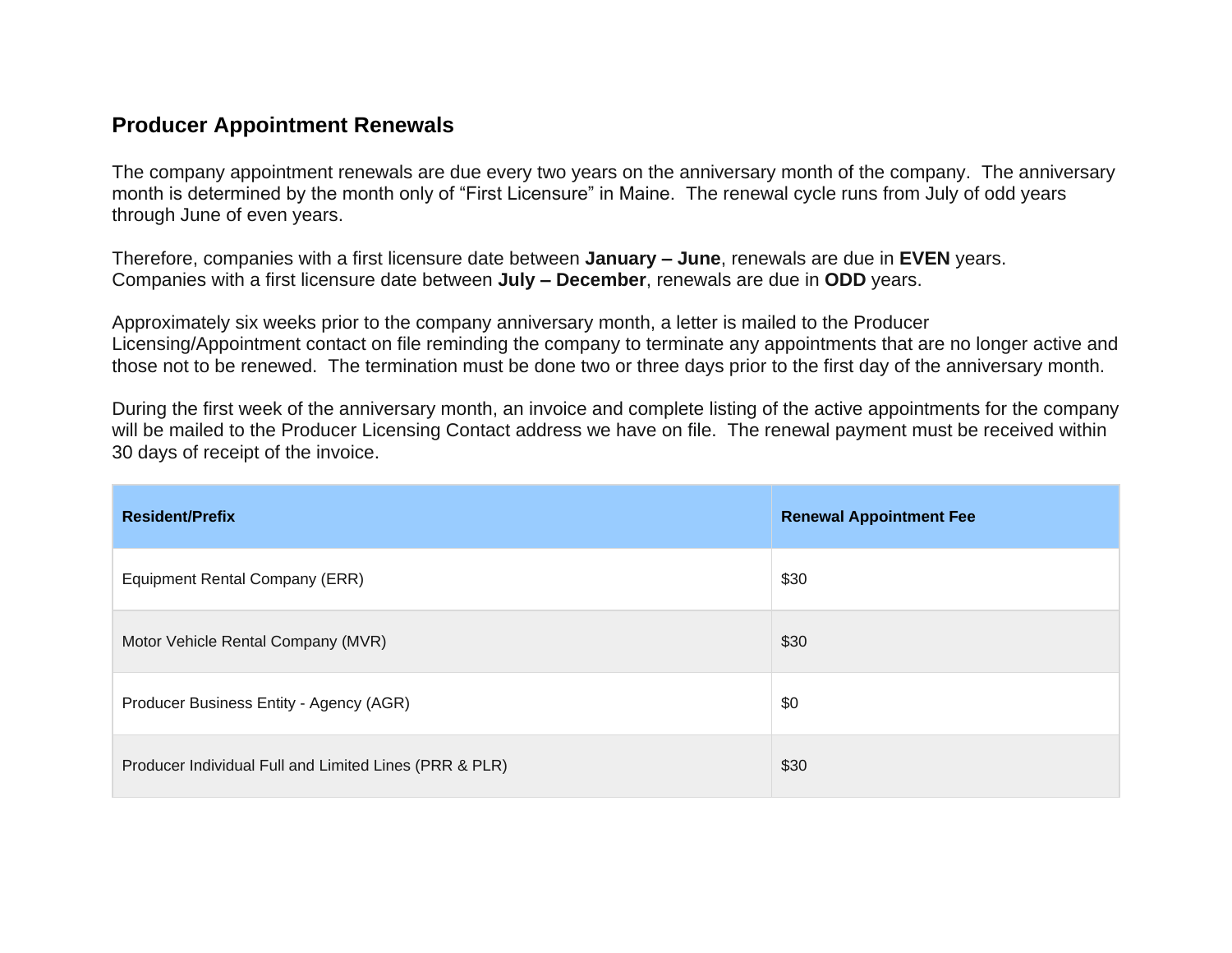## Producer Appointment Renewals

The company appointment renewals are due every two years on the anniversary month of the company. The anniversary month is determined by the month only of "First Licensure" in Maine. The renewal cycle runs from July of odd years through June of even years.

Therefore, companies with a first licensure date between **January – June**, renewals are due in **EVEN** years. Companies with a first licensure date between **July – December**, renewals are due in **ODD** years.

Approximately six weeks prior to the company anniversary month, a letter is mailed to the Producer Licensing/Appointment contact on file reminding the company to terminate any appointments that are no longer active and those not to be renewed. The termination must be done two or three days prior to the first day of the anniversary month.

During the first week of the anniversary month, an invoice and complete listing of the active appointments for the company will be mailed to the Producer Licensing Contact address we have on file. The renewal payment must be received within 30 days of receipt of the invoice.

| Resident/Prefix | Renewal Appointment Fee |
|---|---|
| Equipment Rental Company (ERR) | $30 |
| Motor Vehicle Rental Company (MVR) | $30 |
| Producer Business Entity - Agency (AGR) | $0 |
| Producer Individual Full and Limited Lines (PRR & PLR) | $30 |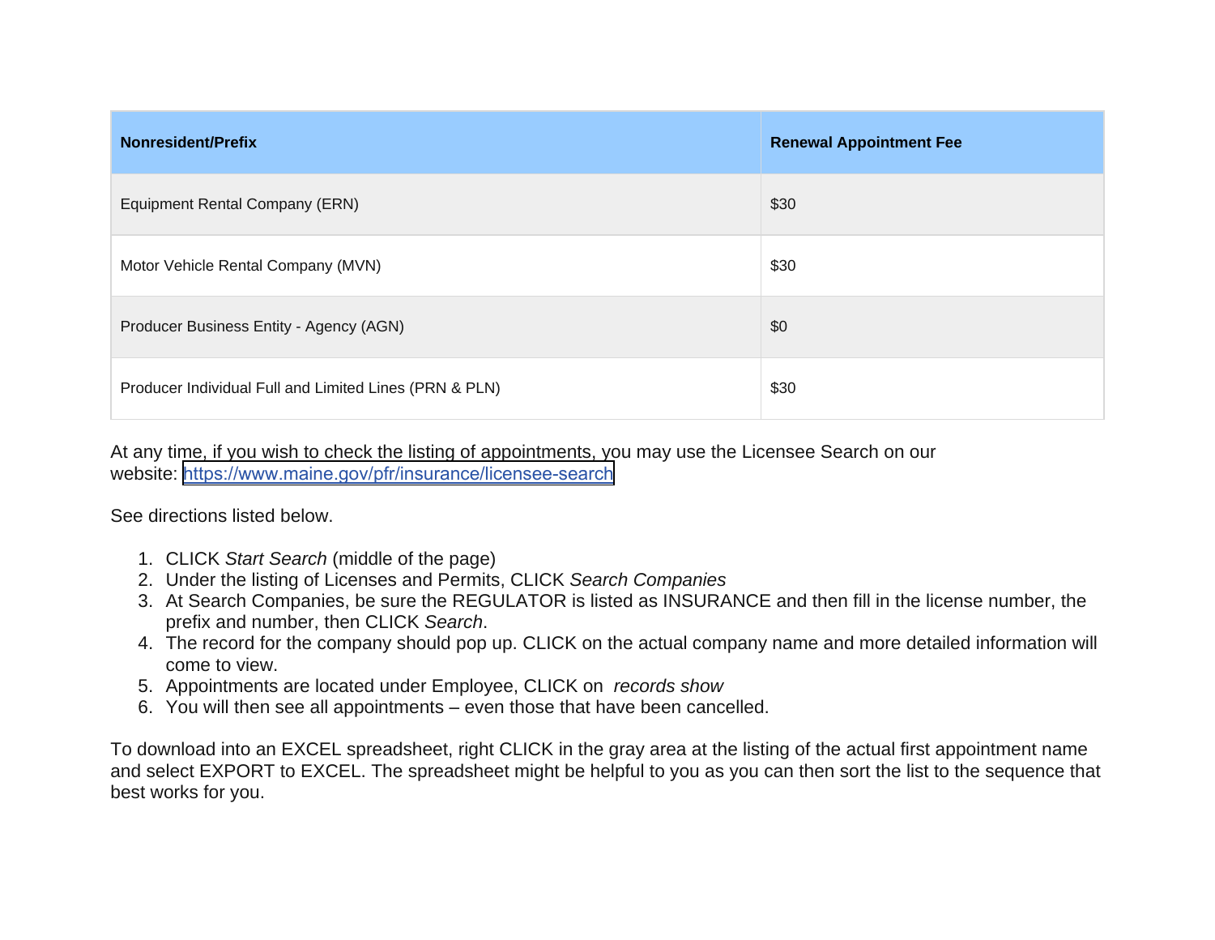| Nonresident/Prefix | Renewal Appointment Fee |
|---|---|
| Equipment Rental Company (ERN) | $30 |
| Motor Vehicle Rental Company (MVN) | $30 |
| Producer Business Entity - Agency (AGN) | $0 |
| Producer Individual Full and Limited Lines (PRN & PLN) | $30 |

At any time, if you wish to check the listing of appointments, you may use the Licensee Search on our website: https://www.maine.gov/pfr/insurance/licensee-search

See directions listed below.

1. CLICK *Start Search* (middle of the page)
2. Under the listing of Licenses and Permits, CLICK *Search Companies*
3. At Search Companies, be sure the REGULATOR is listed as INSURANCE and then fill in the license number, the prefix and number, then CLICK *Search*.
4. The record for the company should pop up. CLICK on the actual company name and more detailed information will come to view.
5. Appointments are located under Employee, CLICK on *records show*
6. You will then see all appointments – even those that have been cancelled.

To download into an EXCEL spreadsheet, right CLICK in the gray area at the listing of the actual first appointment name and select EXPORT to EXCEL. The spreadsheet might be helpful to you as you can then sort the list to the sequence that best works for you.